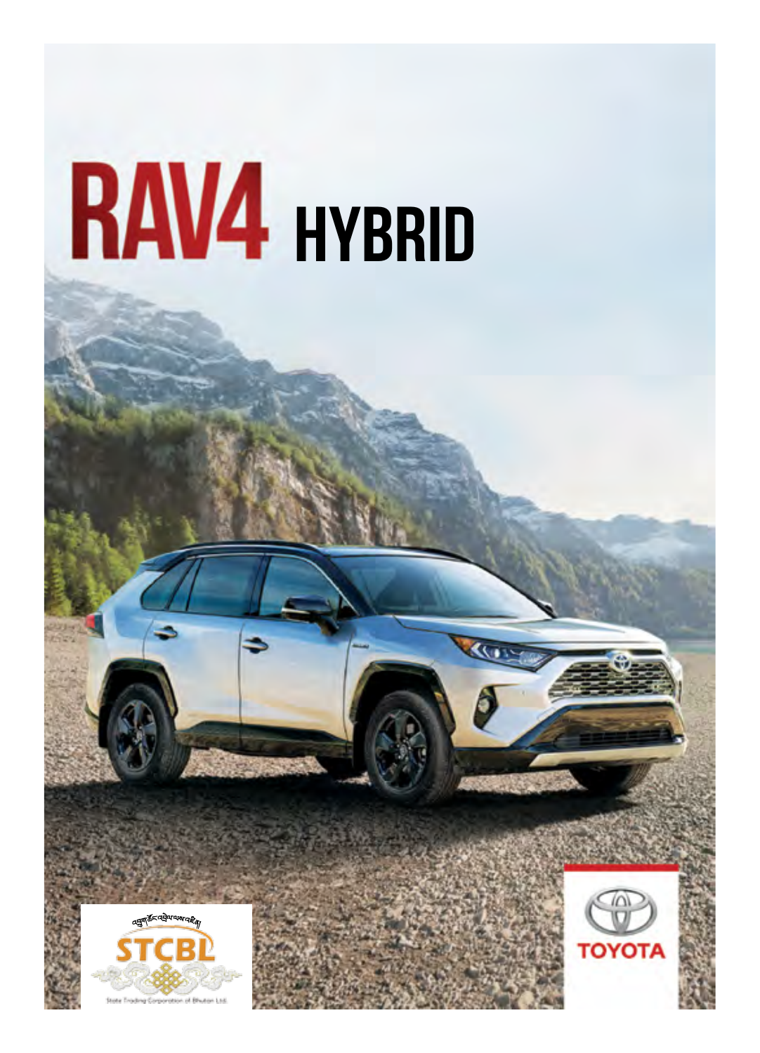# RAV4 HYBRID

STCBL

State Trading Corporation of Bhutan Ltd.

TOYOTA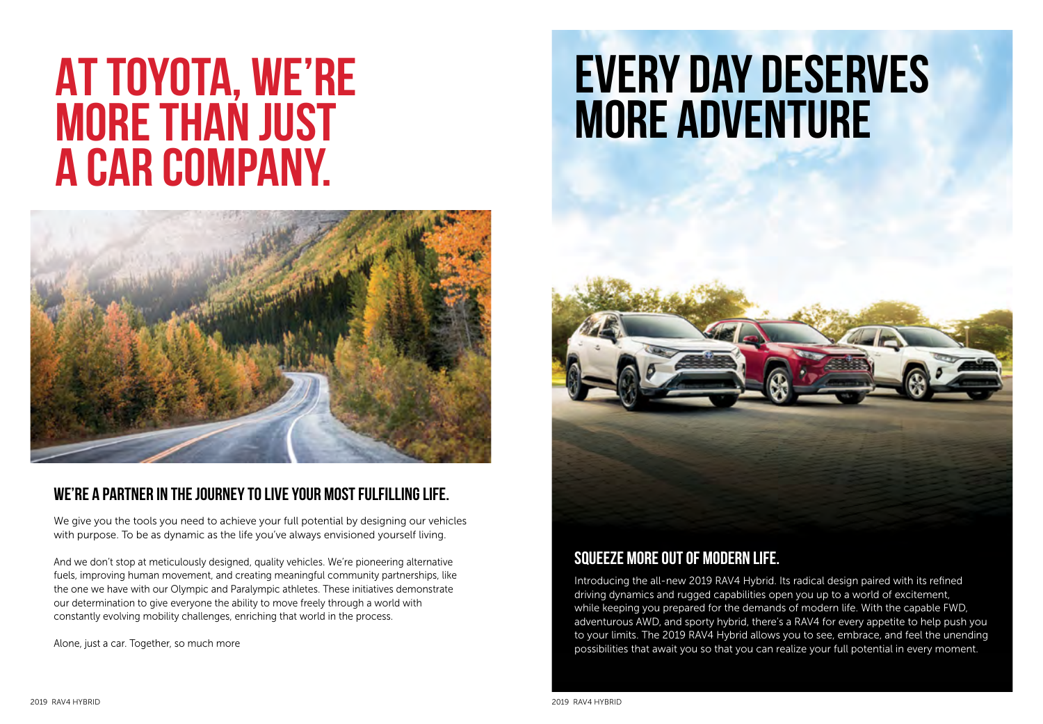# AT TOYOTA, WE'RE MORE THAN JUST A CAR COMPANY.

## WE'RE A PARTNER IN THE JOURNEY TO LIVE YOUR MOST FULFILLING LIFE.

We give you the tools you need to achieve your full potential by designing our vehicles with purpose. To be as dynamic as the life you've always envisioned yourself living.

And we don't stop at meticulously designed, quality vehicles. We're pioneering alternative fuels, improving human movement, and creating meaningful community partnerships, like the one we have with our Olympic and Paralympic athletes. These initiatives demonstrate our determination to give everyone the ability to move freely through a world with constantly evolving mobility challenges, enriching that world in the process.

Alone, just a car. Together, so much more

# EVERY DAY DESERVES MORE ADVENTURE

## SQUEEZE MORE OUT OF MODERN LIFE.

Introducing the all-new 2019 RAV4 Hybrid. Its radical design paired with its refined driving dynamics and rugged capabilities open you up to a world of excitement, while keeping you prepared for the demands of modern life. With the capable FWD, adventurous AWD, and sporty hybrid, there's a RAV4 for every appetite to help push you to your limits. The 2019 RAV4 Hybrid allows you to see, embrace, and feel the unending possibilities that await you so that you can realize your full potential in every moment.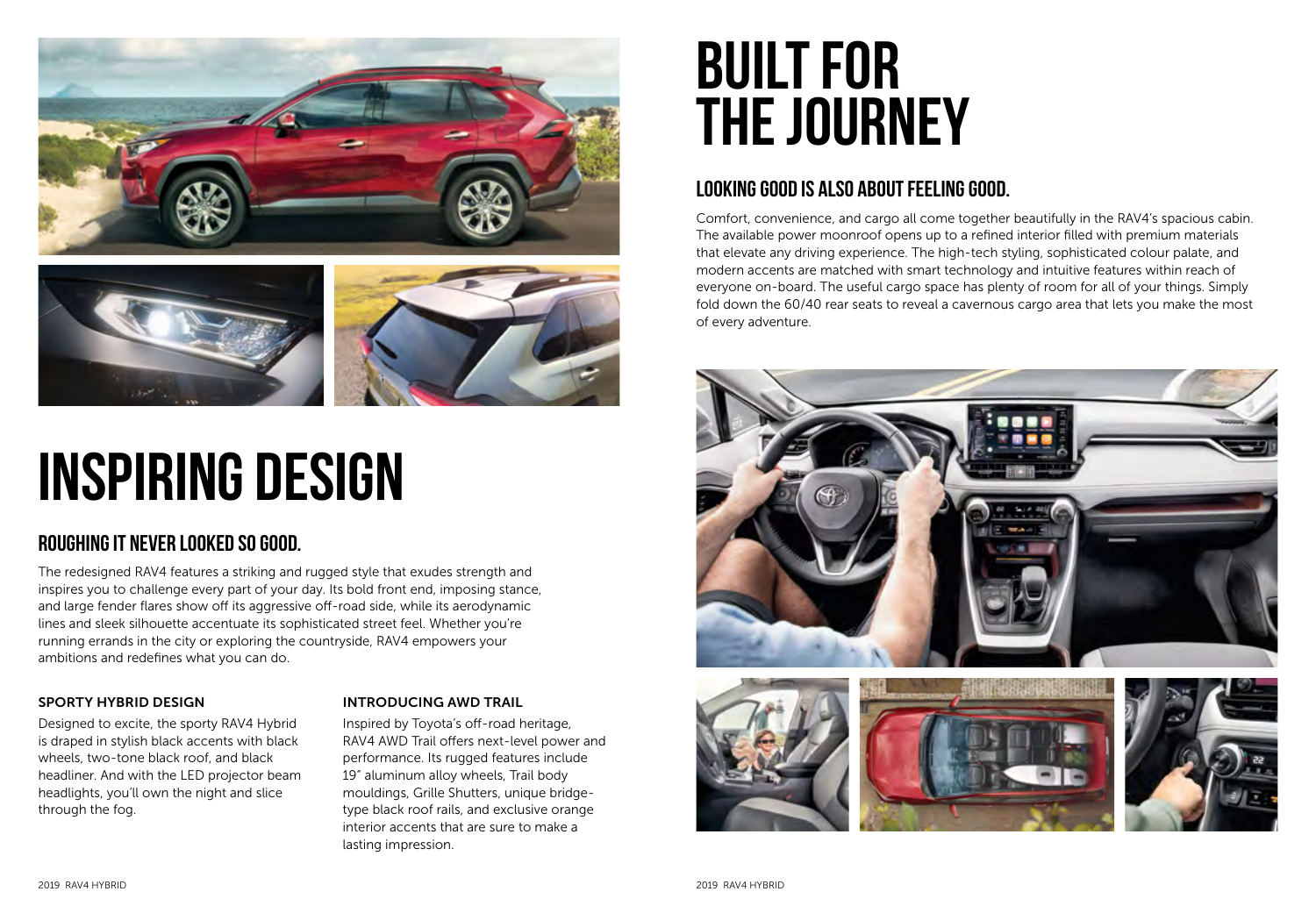# INSPIRING DESIGN

## ROUGHING IT NEVER LOOKED SO GOOD.

The redesigned RAV4 features a striking and rugged style that exudes strength and inspires you to challenge every part of your day. Its bold front end, imposing stance, and large fender flares show off its aggressive off-road side, while its aerodynamic lines and sleek silhouette accentuate its sophisticated street feel. Whether you're running errands in the city or exploring the countryside, RAV4 empowers your ambitions and redefines what you can do.

### SPORTY HYBRID DESIGN

Designed to excite, the sporty RAV4 Hybrid is draped in stylish black accents with black wheels, two-tone black roof, and black headliner. And with the LED projector beam headlights, you'll own the night and slice through the fog.

### INTRODUCING AWD TRAIL

Inspired by Toyota's off-road heritage, RAV4 AWD Trail offers next-level power and performance. Its rugged features include 19" aluminum alloy wheels, Trail body mouldings, Grille Shutters, unique bridge-type black roof rails, and exclusive orange interior accents that are sure to make a lasting impression.

# BUILT FOR THE JOURNEY

## LOOKING GOOD IS ALSO ABOUT FEELING GOOD.

Comfort, convenience, and cargo all come together beautifully in the RAV4's spacious cabin. The available power moonroof opens up to a refined interior filled with premium materials that elevate any driving experience. The high-tech styling, sophisticated colour palate, and modern accents are matched with smart technology and intuitive features within reach of everyone on-board. The useful cargo space has plenty of room for all of your things. Simply fold down the 60/40 rear seats to reveal a cavernous cargo area that lets you make the most of every adventure.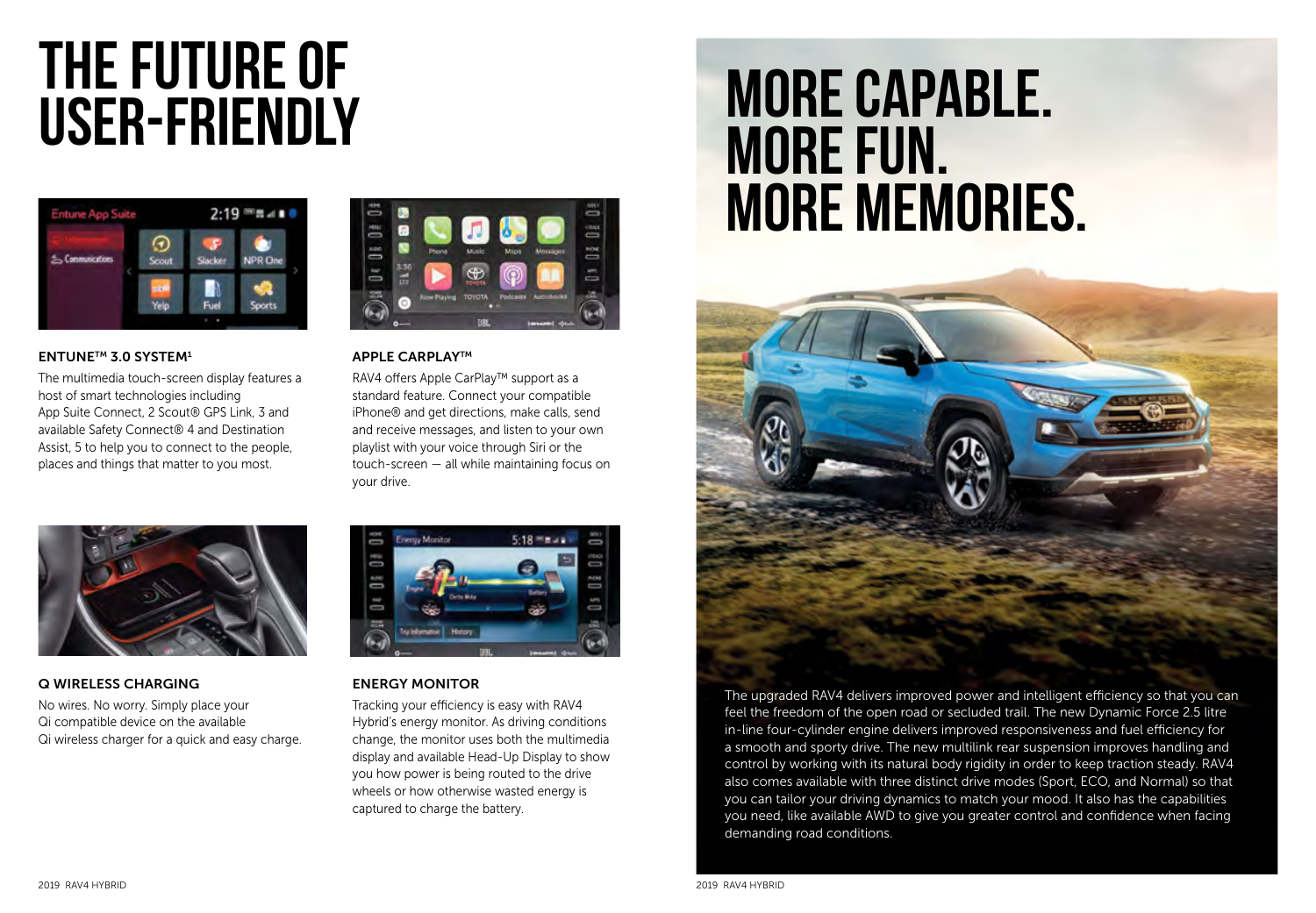# THE FUTURE OF USER-FRIENDLY

### ENTUNE™ 3.0 SYSTEM[1]

The multimedia touch-screen display features a host of smart technologies including App Suite Connect, 2 Scout® GPS Link, 3 and available Safety Connect® 4 and Destination Assist, 5 to help you to connect to the people, places and things that matter to you most.

### APPLE CARPLAY™

RAV4 offers Apple CarPlay™ support as a standard feature. Connect your compatible iPhone® and get directions, make calls, send and receive messages, and listen to your own playlist with your voice through Siri or the touch-screen — all while maintaining focus on your drive.

### Q WIRELESS CHARGING

No wires. No worry. Simply place your Qi compatible device on the available Qi wireless charger for a quick and easy charge.

### ENERGY MONITOR

Tracking your efficiency is easy with RAV4 Hybrid's energy monitor. As driving conditions change, the monitor uses both the multimedia display and available Head-Up Display to show you how power is being routed to the drive wheels or how otherwise wasted energy is captured to charge the battery.

# MORE CAPABLE. MORE FUN. MORE MEMORIES.

The upgraded RAV4 delivers improved power and intelligent efficiency so that you can feel the freedom of the open road or secluded trail. The new Dynamic Force 2.5 litre in-line four-cylinder engine delivers improved responsiveness and fuel efficiency for a smooth and sporty drive. The new multilink rear suspension improves handling and control by working with its natural body rigidity in order to keep traction steady. RAV4 also comes available with three distinct drive modes (Sport, ECO, and Normal) so that you can tailor your driving dynamics to match your mood. It also has the capabilities you need, like available AWD to give you greater control and confidence when facing demanding road conditions.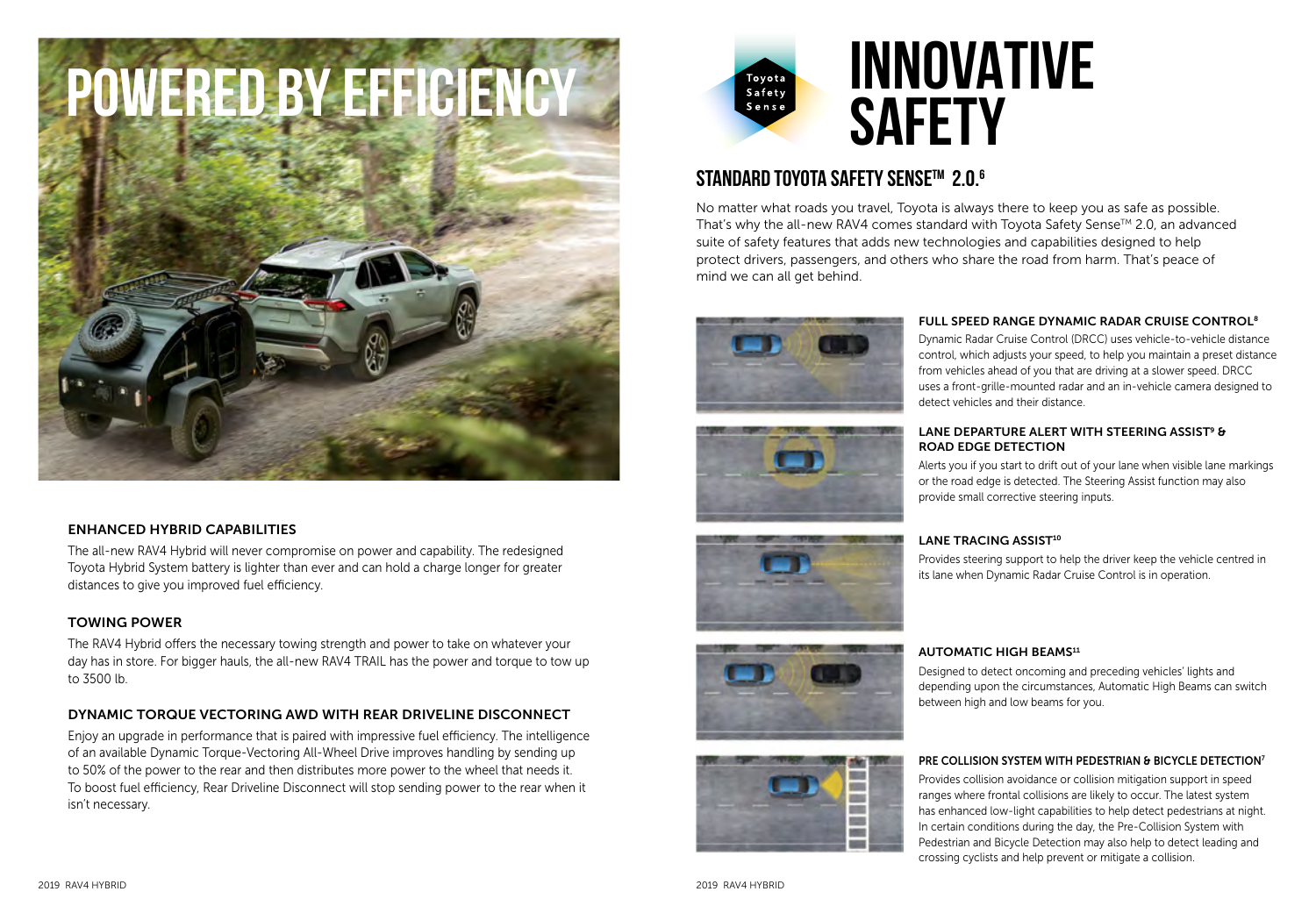# POWERED BY EFFICIENCY

### ENHANCED HYBRID CAPABILITIES

The all-new RAV4 Hybrid will never compromise on power and capability. The redesigned Toyota Hybrid System battery is lighter than ever and can hold a charge longer for greater distances to give you improved fuel efficiency.

### TOWING POWER

The RAV4 Hybrid offers the necessary towing strength and power to take on whatever your day has in store. For bigger hauls, the all-new RAV4 TRAIL has the power and torque to tow up to 3500 lb.

### DYNAMIC TORQUE VECTORING AWD WITH REAR DRIVELINE DISCONNECT

Enjoy an upgrade in performance that is paired with impressive fuel efficiency. The intelligence of an available Dynamic Torque-Vectoring All-Wheel Drive improves handling by sending up to 50% of the power to the rear and then distributes more power to the wheel that needs it. To boost fuel efficiency, Rear Driveline Disconnect will stop sending power to the rear when it isn't necessary.

Toyota Safety Sense

# INNOVATIVE SAFETY

## STANDARD TOYOTA SAFETY SENSE™ 2.0.[6]

No matter what roads you travel, Toyota is always there to keep you as safe as possible. That's why the all-new RAV4 comes standard with Toyota Safety Sense™ 2.0, an advanced suite of safety features that adds new technologies and capabilities designed to help protect drivers, passengers, and others who share the road from harm. That's peace of mind we can all get behind.

### FULL SPEED RANGE DYNAMIC RADAR CRUISE CONTROL[8]

Dynamic Radar Cruise Control (DRCC) uses vehicle-to-vehicle distance control, which adjusts your speed, to help you maintain a preset distance from vehicles ahead of you that are driving at a slower speed. DRCC uses a front-grille-mounted radar and an in-vehicle camera designed to detect vehicles and their distance.

### LANE DEPARTURE ALERT WITH STEERING ASSIST[9] & ROAD EDGE DETECTION

Alerts you if you start to drift out of your lane when visible lane markings or the road edge is detected. The Steering Assist function may also provide small corrective steering inputs.

### LANE TRACING ASSIST[10]

Provides steering support to help the driver keep the vehicle centred in its lane when Dynamic Radar Cruise Control is in operation.

### AUTOMATIC HIGH BEAMS[11]

Designed to detect oncoming and preceding vehicles' lights and depending upon the circumstances, Automatic High Beams can switch between high and low beams for you.

### PRE COLLISION SYSTEM WITH PEDESTRIAN & BICYCLE DETECTION[7]

Provides collision avoidance or collision mitigation support in speed ranges where frontal collisions are likely to occur. The latest system has enhanced low-light capabilities to help detect pedestrians at night. In certain conditions during the day, the Pre-Collision System with Pedestrian and Bicycle Detection may also help to detect leading and crossing cyclists and help prevent or mitigate a collision.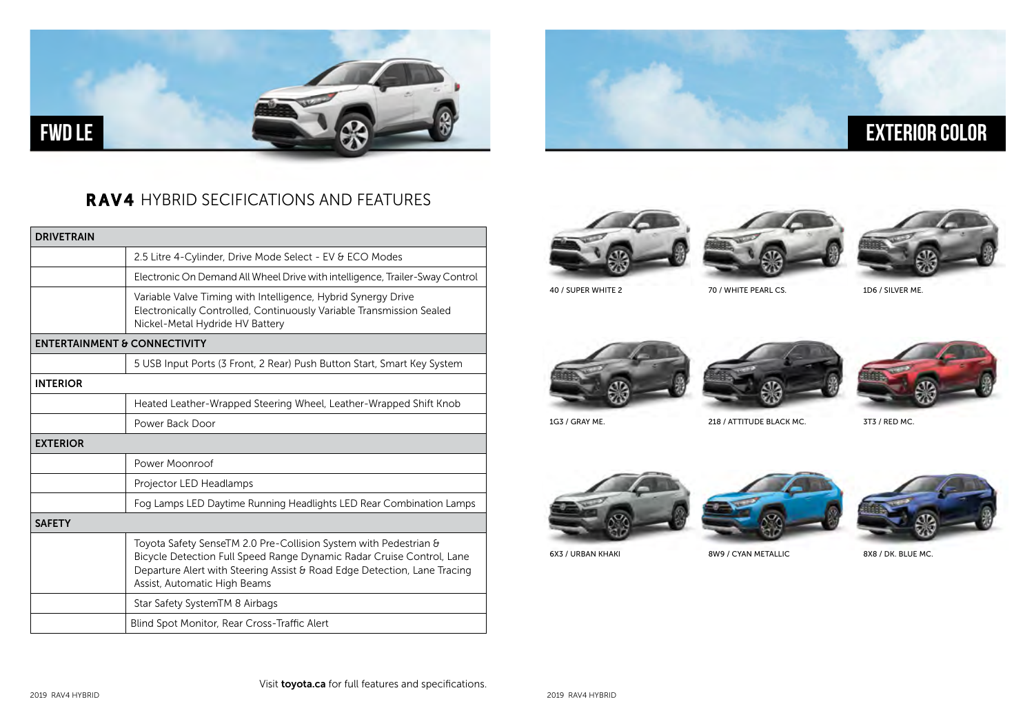# FWD LE

## RAV4 HYBRID SECIFICATIONS AND FEATURES

| DRIVETRAIN | |
|---|---|
| | 2.5 Litre 4-Cylinder, Drive Mode Select - EV & ECO Modes |
| | Electronic On Demand All Wheel Drive with intelligence, Trailer-Sway Control |
| | Variable Valve Timing with Intelligence, Hybrid Synergy Drive Electronically Controlled, Continuously Variable Transmission Sealed Nickel-Metal Hydride HV Battery |
| **ENTERTAINMENT & CONNECTIVITY** | |
| | 5 USB Input Ports (3 Front, 2 Rear) Push Button Start, Smart Key System |
| **INTERIOR** | |
| | Heated Leather-Wrapped Steering Wheel, Leather-Wrapped Shift Knob |
| | Power Back Door |
| **EXTERIOR** | |
| | Power Moonroof |
| | Projector LED Headlamps |
| | Fog Lamps LED Daytime Running Headlights LED Rear Combination Lamps |
| **SAFETY** | |
| | Toyota Safety SenseTM 2.0 Pre-Collision System with Pedestrian & Bicycle Detection Full Speed Range Dynamic Radar Cruise Control, Lane Departure Alert with Steering Assist & Road Edge Detection, Lane Tracing Assist, Automatic High Beams |
| | Star Safety SystemTM 8 Airbags |
| | Blind Spot Monitor, Rear Cross-Traffic Alert |

Visit **toyota.ca** for full features and specifications.

# EXTERIOR COLOR

40 / SUPER WHITE 2

70 / WHITE PEARL CS.

1D6 / SILVER ME.

1G3 / GRAY ME.

218 / ATTITUDE BLACK MC.

3T3 / RED MC.

6X3 / URBAN KHAKI

8W9 / CYAN METALLIC

8X8 / DK. BLUE MC.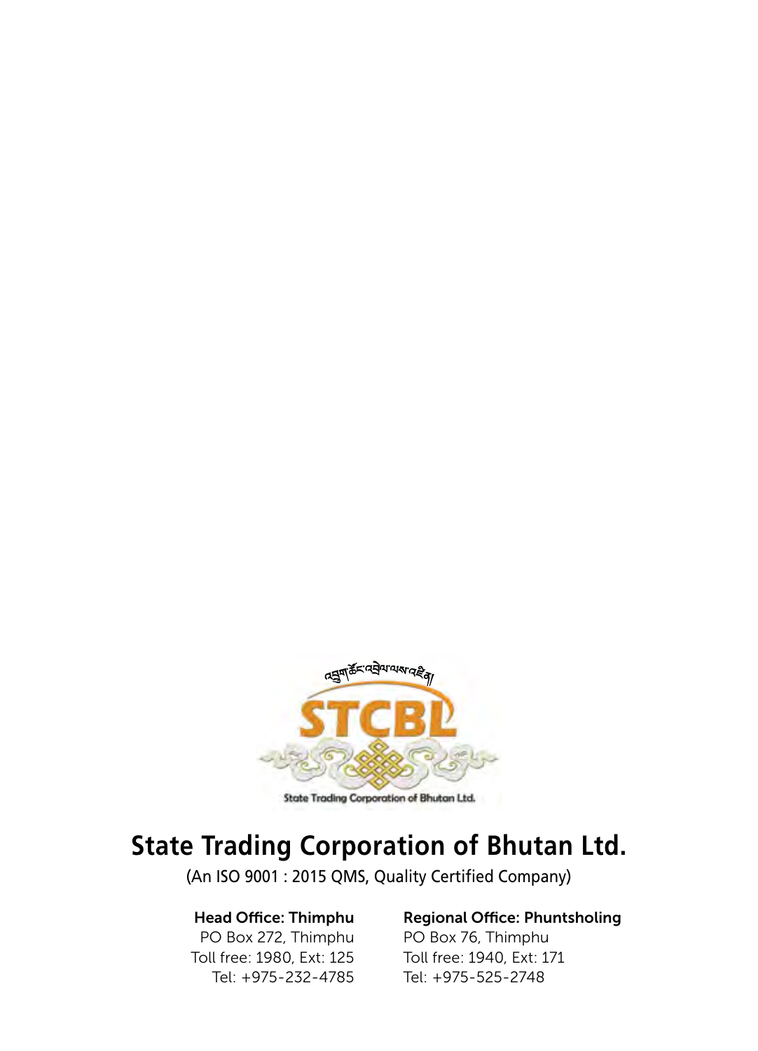# State Trading Corporation of Bhutan Ltd.

(An ISO 9001 : 2015 QMS, Quality Certified Company)

**Head Office: Thimphu**
PO Box 272, Thimphu
Toll free: 1980, Ext: 125
Tel: +975-232-4785

**Regional Office: Phuntsholing**
PO Box 76, Thimphu
Toll free: 1940, Ext: 171
Tel: +975-525-2748